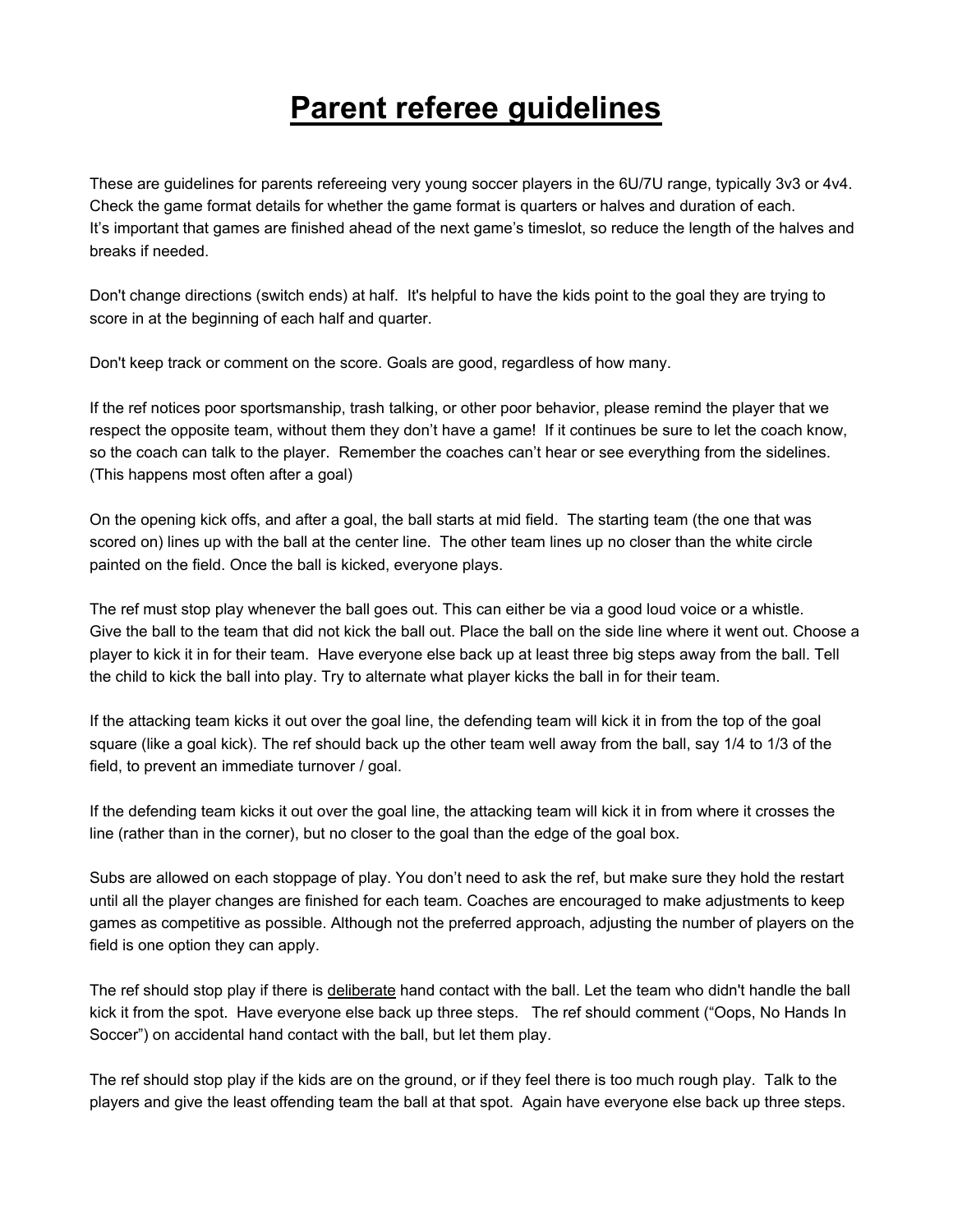# Parent referee guidelines

These are guidelines for parents refereeing very young soccer players in the 6U/7U range, typically 3v3 or 4v4. Check the game format details for whether the game format is quarters or halves and duration of each. It's important that games are finished ahead of the next game's timeslot, so reduce the length of the halves and breaks if needed.

Don't change directions (switch ends) at half. It's helpful to have the kids point to the goal they are trying to score in at the beginning of each half and quarter.

Don't keep track or comment on the score. Goals are good, regardless of how many.

If the ref notices poor sportsmanship, trash talking, or other poor behavior, please remind the player that we respect the opposite team, without them they don't have a game! If it continues be sure to let the coach know, so the coach can talk to the player. Remember the coaches can't hear or see everything from the sidelines. (This happens most often after a goal)

On the opening kick offs, and after a goal, the ball starts at mid field. The starting team (the one that was scored on) lines up with the ball at the center line. The other team lines up no closer than the white circle painted on the field. Once the ball is kicked, everyone plays.

The ref must stop play whenever the ball goes out. This can either be via a good loud voice or a whistle. Give the ball to the team that did not kick the ball out. Place the ball on the side line where it went out. Choose a player to kick it in for their team. Have everyone else back up at least three big steps away from the ball. Tell the child to kick the ball into play. Try to alternate what player kicks the ball in for their team.

If the attacking team kicks it out over the goal line, the defending team will kick it in from the top of the goal square (like a goal kick). The ref should back up the other team well away from the ball, say 1/4 to 1/3 of the field, to prevent an immediate turnover / goal.

If the defending team kicks it out over the goal line, the attacking team will kick it in from where it crosses the line (rather than in the corner), but no closer to the goal than the edge of the goal box.

Subs are allowed on each stoppage of play. You don't need to ask the ref, but make sure they hold the restart until all the player changes are finished for each team. Coaches are encouraged to make adjustments to keep games as competitive as possible. Although not the preferred approach, adjusting the number of players on the field is one option they can apply.

The ref should stop play if there is <u>deliberate</u> hand contact with the ball. Let the team who didn't handle the ball kick it from the spot. Have everyone else back up three steps. The ref should comment ("Oops, No Hands In Soccer") on accidental hand contact with the ball, but let them play.

The ref should stop play if the kids are on the ground, or if they feel there is too much rough play. Talk to the players and give the least offending team the ball at that spot. Again have everyone else back up three steps.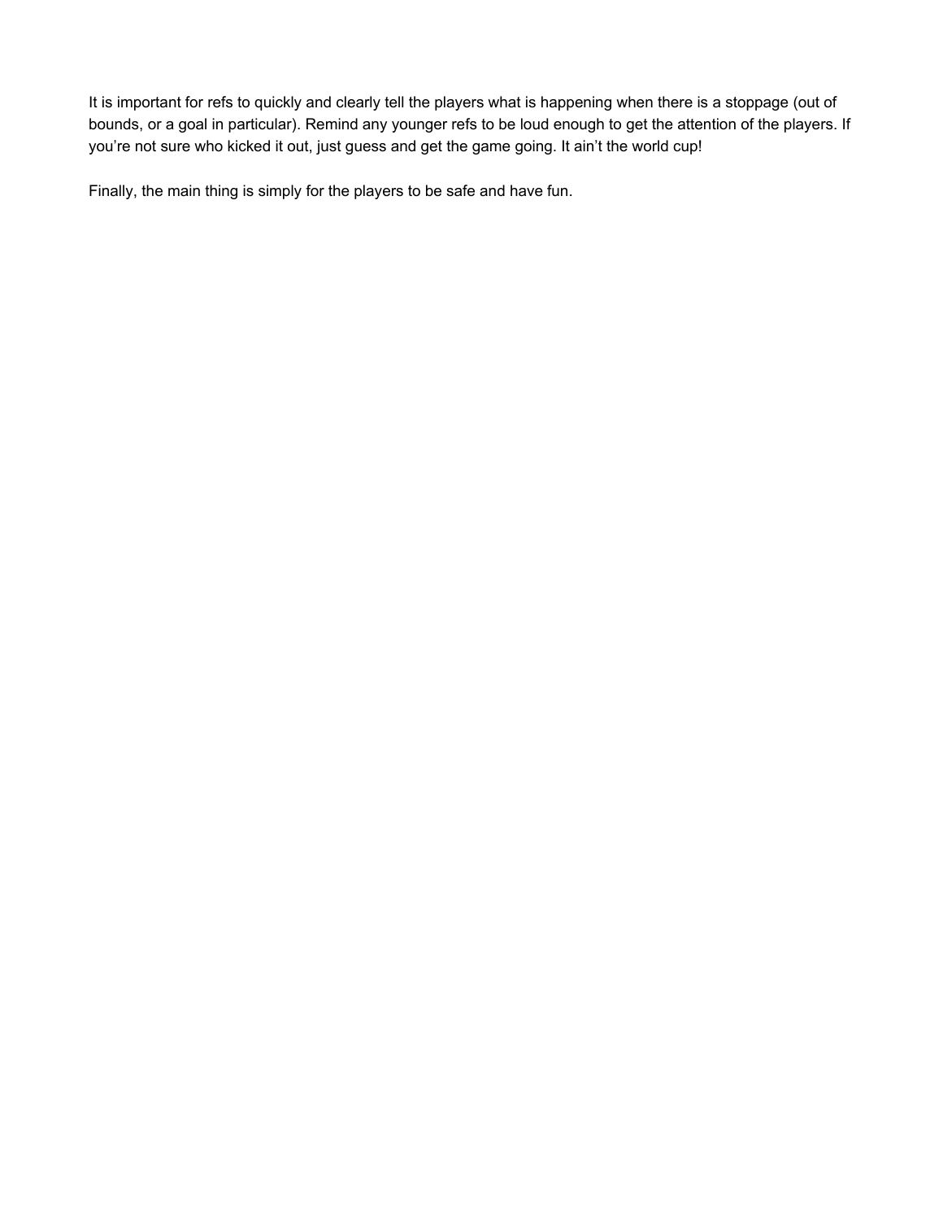It is important for refs to quickly and clearly tell the players what is happening when there is a stoppage (out of bounds, or a goal in particular). Remind any younger refs to be loud enough to get the attention of the players. If you're not sure who kicked it out, just guess and get the game going. It ain't the world cup!

Finally, the main thing is simply for the players to be safe and have fun.